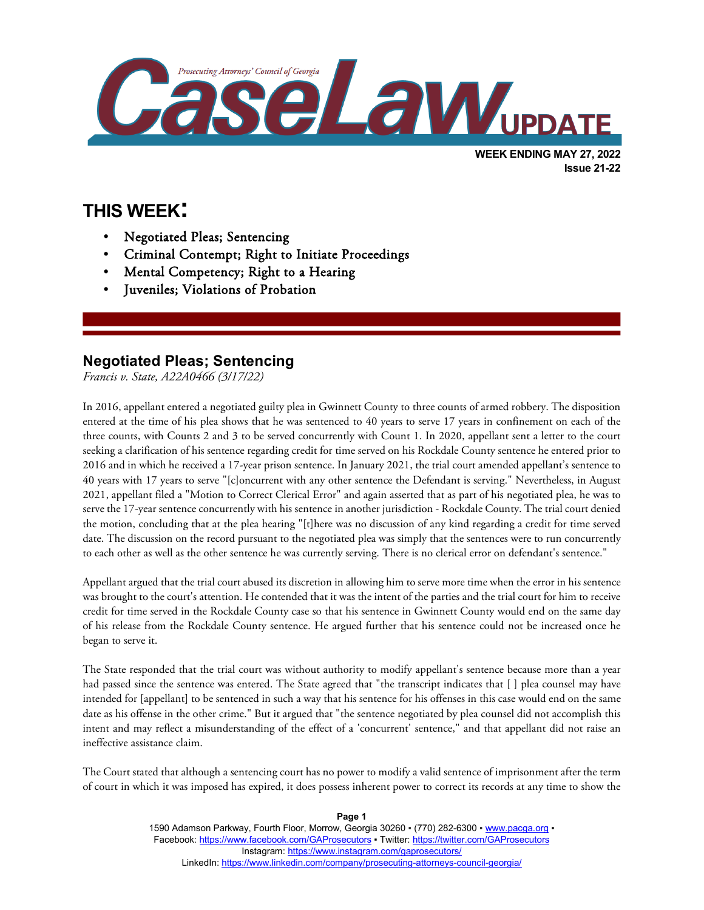# Prosecuting Attorneys' Council of Georgia CaseLaw UPDATE

**WEEK ENDING MAY 27, 2022**
**Issue 21-22**

## THIS WEEK:

- Negotiated Pleas; Sentencing
- Criminal Contempt; Right to Initiate Proceedings
- Mental Competency; Right to a Hearing
- Juveniles; Violations of Probation

## Negotiated Pleas; Sentencing

*Francis v. State, A22A0466 (3/17/22)*

In 2016, appellant entered a negotiated guilty plea in Gwinnett County to three counts of armed robbery. The disposition entered at the time of his plea shows that he was sentenced to 40 years to serve 17 years in confinement on each of the three counts, with Counts 2 and 3 to be served concurrently with Count 1. In 2020, appellant sent a letter to the court seeking a clarification of his sentence regarding credit for time served on his Rockdale County sentence he entered prior to 2016 and in which he received a 17-year prison sentence. In January 2021, the trial court amended appellant's sentence to 40 years with 17 years to serve "[c]oncurrent with any other sentence the Defendant is serving." Nevertheless, in August 2021, appellant filed a "Motion to Correct Clerical Error" and again asserted that as part of his negotiated plea, he was to serve the 17-year sentence concurrently with his sentence in another jurisdiction - Rockdale County. The trial court denied the motion, concluding that at the plea hearing "[t]here was no discussion of any kind regarding a credit for time served date. The discussion on the record pursuant to the negotiated plea was simply that the sentences were to run concurrently to each other as well as the other sentence he was currently serving. There is no clerical error on defendant's sentence."

Appellant argued that the trial court abused its discretion in allowing him to serve more time when the error in his sentence was brought to the court's attention. He contended that it was the intent of the parties and the trial court for him to receive credit for time served in the Rockdale County case so that his sentence in Gwinnett County would end on the same day of his release from the Rockdale County sentence. He argued further that his sentence could not be increased once he began to serve it.

The State responded that the trial court was without authority to modify appellant's sentence because more than a year had passed since the sentence was entered. The State agreed that "the transcript indicates that [ ] plea counsel may have intended for [appellant] to be sentenced in such a way that his sentence for his offenses in this case would end on the same date as his offense in the other crime." But it argued that "the sentence negotiated by plea counsel did not accomplish this intent and may reflect a misunderstanding of the effect of a 'concurrent' sentence," and that appellant did not raise an ineffective assistance claim.

The Court stated that although a sentencing court has no power to modify a valid sentence of imprisonment after the term of court in which it was imposed has expired, it does possess inherent power to correct its records at any time to show the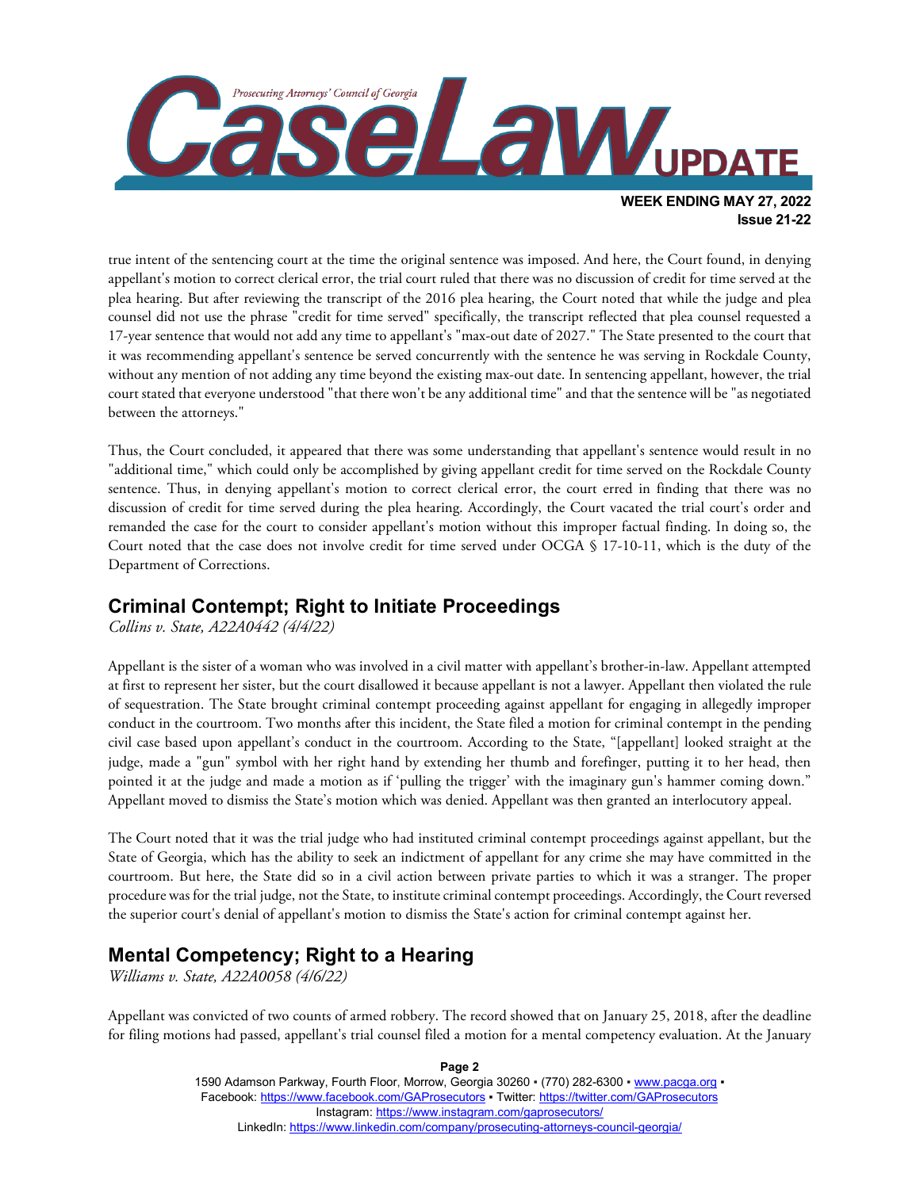true intent of the sentencing court at the time the original sentence was imposed. And here, the Court found, in denying appellant's motion to correct clerical error, the trial court ruled that there was no discussion of credit for time served at the plea hearing. But after reviewing the transcript of the 2016 plea hearing, the Court noted that while the judge and plea counsel did not use the phrase "credit for time served" specifically, the transcript reflected that plea counsel requested a 17-year sentence that would not add any time to appellant's "max-out date of 2027." The State presented to the court that it was recommending appellant's sentence be served concurrently with the sentence he was serving in Rockdale County, without any mention of not adding any time beyond the existing max-out date. In sentencing appellant, however, the trial court stated that everyone understood "that there won't be any additional time" and that the sentence will be "as negotiated between the attorneys."

Thus, the Court concluded, it appeared that there was some understanding that appellant's sentence would result in no "additional time," which could only be accomplished by giving appellant credit for time served on the Rockdale County sentence. Thus, in denying appellant's motion to correct clerical error, the court erred in finding that there was no discussion of credit for time served during the plea hearing. Accordingly, the Court vacated the trial court's order and remanded the case for the court to consider appellant's motion without this improper factual finding. In doing so, the Court noted that the case does not involve credit for time served under OCGA § 17-10-11, which is the duty of the Department of Corrections.

## Criminal Contempt; Right to Initiate Proceedings

*Collins v. State, A22A0442 (4/4/22)*

Appellant is the sister of a woman who was involved in a civil matter with appellant's brother-in-law. Appellant attempted at first to represent her sister, but the court disallowed it because appellant is not a lawyer. Appellant then violated the rule of sequestration. The State brought criminal contempt proceeding against appellant for engaging in allegedly improper conduct in the courtroom. Two months after this incident, the State filed a motion for criminal contempt in the pending civil case based upon appellant's conduct in the courtroom. According to the State, "[appellant] looked straight at the judge, made a "gun" symbol with her right hand by extending her thumb and forefinger, putting it to her head, then pointed it at the judge and made a motion as if 'pulling the trigger' with the imaginary gun's hammer coming down." Appellant moved to dismiss the State's motion which was denied. Appellant was then granted an interlocutory appeal.

The Court noted that it was the trial judge who had instituted criminal contempt proceedings against appellant, but the State of Georgia, which has the ability to seek an indictment of appellant for any crime she may have committed in the courtroom. But here, the State did so in a civil action between private parties to which it was a stranger. The proper procedure was for the trial judge, not the State, to institute criminal contempt proceedings. Accordingly, the Court reversed the superior court's denial of appellant's motion to dismiss the State's action for criminal contempt against her.

## Mental Competency; Right to a Hearing

*Williams v. State, A22A0058 (4/6/22)*

Appellant was convicted of two counts of armed robbery. The record showed that on January 25, 2018, after the deadline for filing motions had passed, appellant's trial counsel filed a motion for a mental competency evaluation. At the January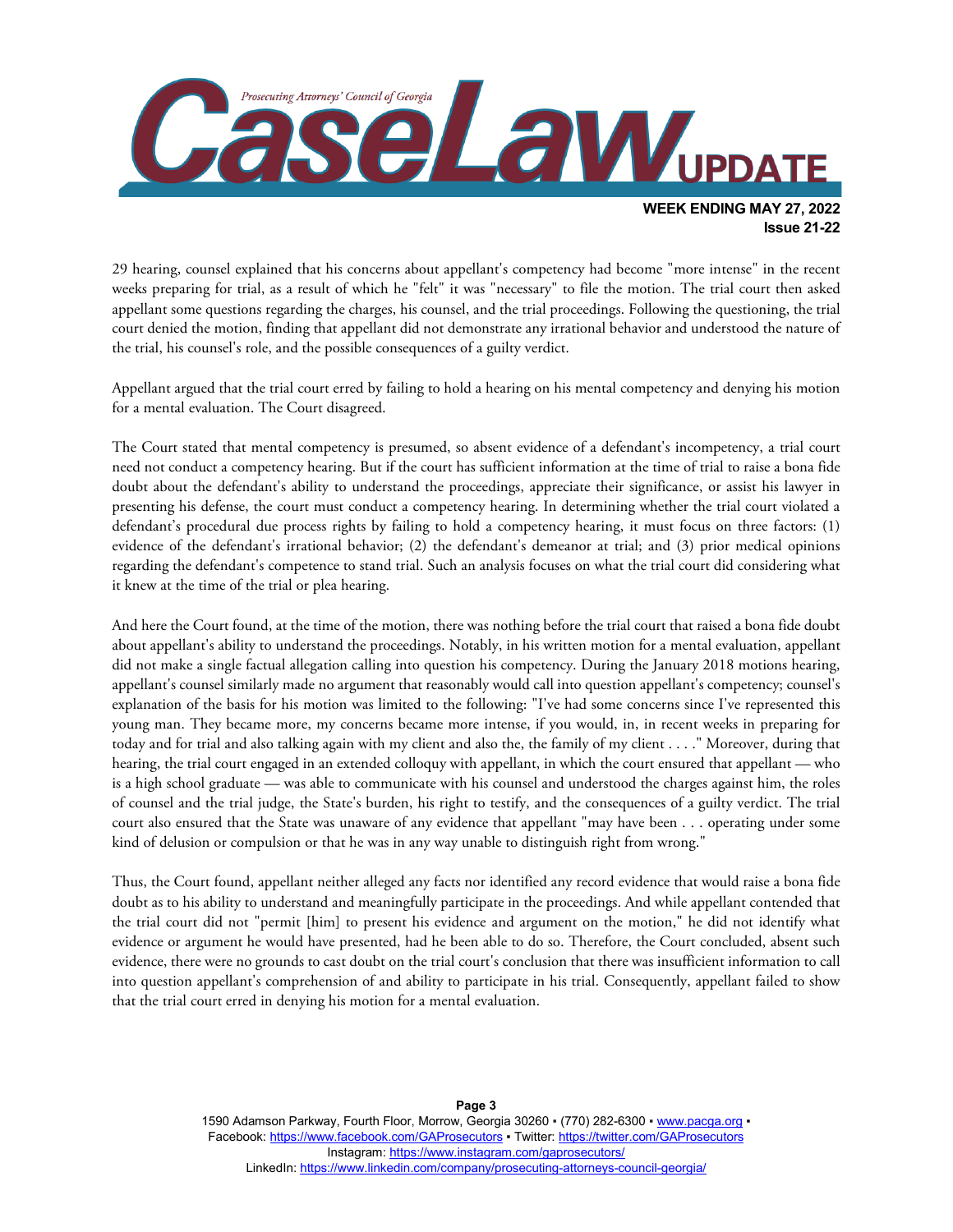29 hearing, counsel explained that his concerns about appellant's competency had become "more intense" in the recent weeks preparing for trial, as a result of which he "felt" it was "necessary" to file the motion. The trial court then asked appellant some questions regarding the charges, his counsel, and the trial proceedings. Following the questioning, the trial court denied the motion, finding that appellant did not demonstrate any irrational behavior and understood the nature of the trial, his counsel's role, and the possible consequences of a guilty verdict.

Appellant argued that the trial court erred by failing to hold a hearing on his mental competency and denying his motion for a mental evaluation. The Court disagreed.

The Court stated that mental competency is presumed, so absent evidence of a defendant's incompetency, a trial court need not conduct a competency hearing. But if the court has sufficient information at the time of trial to raise a bona fide doubt about the defendant's ability to understand the proceedings, appreciate their significance, or assist his lawyer in presenting his defense, the court must conduct a competency hearing. In determining whether the trial court violated a defendant's procedural due process rights by failing to hold a competency hearing, it must focus on three factors: (1) evidence of the defendant's irrational behavior; (2) the defendant's demeanor at trial; and (3) prior medical opinions regarding the defendant's competence to stand trial. Such an analysis focuses on what the trial court did considering what it knew at the time of the trial or plea hearing.

And here the Court found, at the time of the motion, there was nothing before the trial court that raised a bona fide doubt about appellant's ability to understand the proceedings. Notably, in his written motion for a mental evaluation, appellant did not make a single factual allegation calling into question his competency. During the January 2018 motions hearing, appellant's counsel similarly made no argument that reasonably would call into question appellant's competency; counsel's explanation of the basis for his motion was limited to the following: "I've had some concerns since I've represented this young man. They became more, my concerns became more intense, if you would, in, in recent weeks in preparing for today and for trial and also talking again with my client and also the, the family of my client . . . ." Moreover, during that hearing, the trial court engaged in an extended colloquy with appellant, in which the court ensured that appellant — who is a high school graduate — was able to communicate with his counsel and understood the charges against him, the roles of counsel and the trial judge, the State's burden, his right to testify, and the consequences of a guilty verdict. The trial court also ensured that the State was unaware of any evidence that appellant "may have been . . . operating under some kind of delusion or compulsion or that he was in any way unable to distinguish right from wrong."

Thus, the Court found, appellant neither alleged any facts nor identified any record evidence that would raise a bona fide doubt as to his ability to understand and meaningfully participate in the proceedings. And while appellant contended that the trial court did not "permit [him] to present his evidence and argument on the motion," he did not identify what evidence or argument he would have presented, had he been able to do so. Therefore, the Court concluded, absent such evidence, there were no grounds to cast doubt on the trial court's conclusion that there was insufficient information to call into question appellant's comprehension of and ability to participate in his trial. Consequently, appellant failed to show that the trial court erred in denying his motion for a mental evaluation.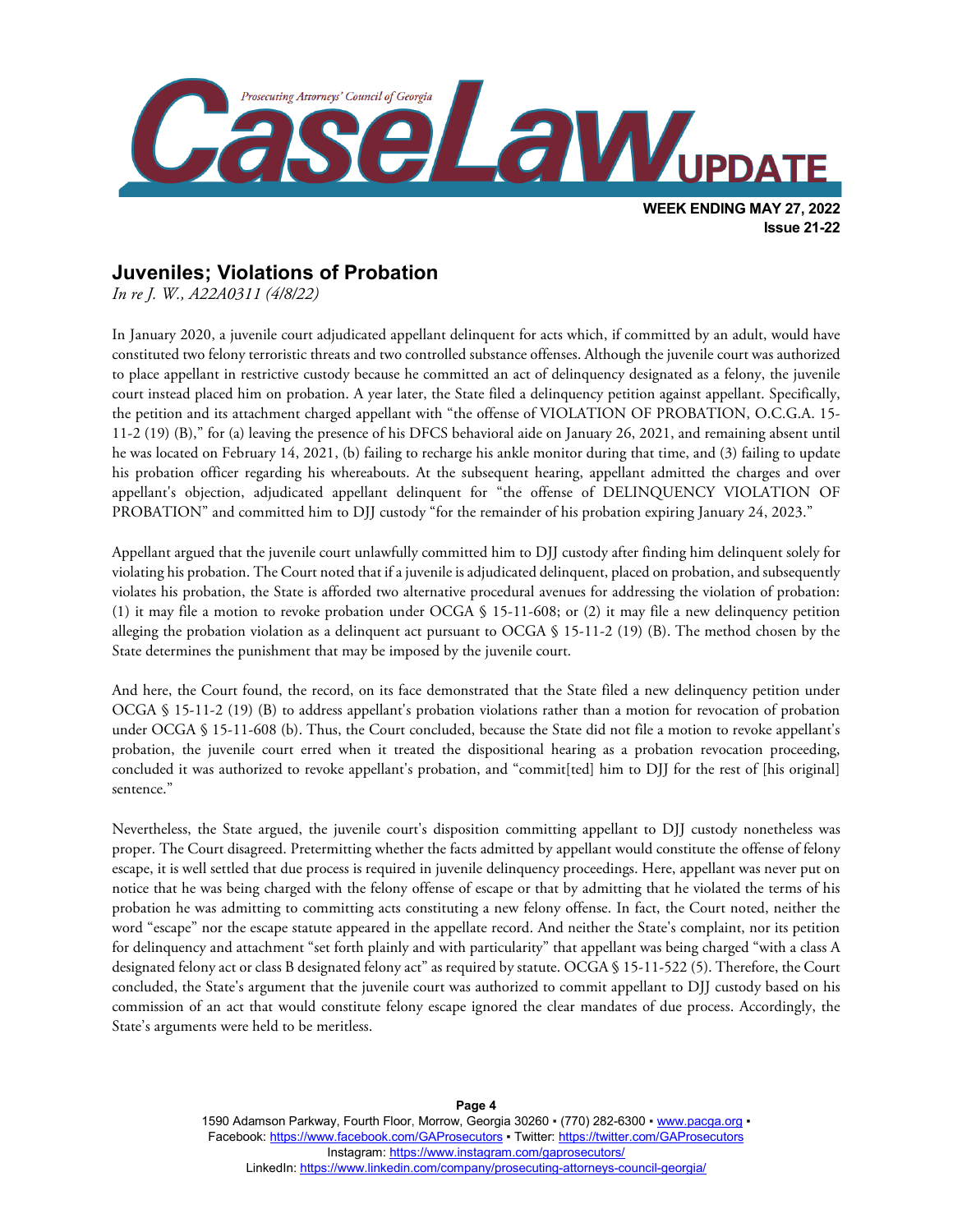## Juveniles; Violations of Probation

*In re J. W., A22A0311 (4/8/22)*

In January 2020, a juvenile court adjudicated appellant delinquent for acts which, if committed by an adult, would have constituted two felony terroristic threats and two controlled substance offenses. Although the juvenile court was authorized to place appellant in restrictive custody because he committed an act of delinquency designated as a felony, the juvenile court instead placed him on probation. A year later, the State filed a delinquency petition against appellant. Specifically, the petition and its attachment charged appellant with "the offense of VIOLATION OF PROBATION, O.C.G.A. 15-11-2 (19) (B)," for (a) leaving the presence of his DFCS behavioral aide on January 26, 2021, and remaining absent until he was located on February 14, 2021, (b) failing to recharge his ankle monitor during that time, and (3) failing to update his probation officer regarding his whereabouts. At the subsequent hearing, appellant admitted the charges and over appellant's objection, adjudicated appellant delinquent for "the offense of DELINQUENCY VIOLATION OF PROBATION" and committed him to DJJ custody "for the remainder of his probation expiring January 24, 2023."

Appellant argued that the juvenile court unlawfully committed him to DJJ custody after finding him delinquent solely for violating his probation. The Court noted that if a juvenile is adjudicated delinquent, placed on probation, and subsequently violates his probation, the State is afforded two alternative procedural avenues for addressing the violation of probation: (1) it may file a motion to revoke probation under OCGA § 15-11-608; or (2) it may file a new delinquency petition alleging the probation violation as a delinquent act pursuant to OCGA § 15-11-2 (19) (B). The method chosen by the State determines the punishment that may be imposed by the juvenile court.

And here, the Court found, the record, on its face demonstrated that the State filed a new delinquency petition under OCGA § 15-11-2 (19) (B) to address appellant's probation violations rather than a motion for revocation of probation under OCGA § 15-11-608 (b). Thus, the Court concluded, because the State did not file a motion to revoke appellant's probation, the juvenile court erred when it treated the dispositional hearing as a probation revocation proceeding, concluded it was authorized to revoke appellant's probation, and "commit[ted] him to DJJ for the rest of [his original] sentence."

Nevertheless, the State argued, the juvenile court's disposition committing appellant to DJJ custody nonetheless was proper. The Court disagreed. Pretermitting whether the facts admitted by appellant would constitute the offense of felony escape, it is well settled that due process is required in juvenile delinquency proceedings. Here, appellant was never put on notice that he was being charged with the felony offense of escape or that by admitting that he violated the terms of his probation he was admitting to committing acts constituting a new felony offense. In fact, the Court noted, neither the word "escape" nor the escape statute appeared in the appellate record. And neither the State's complaint, nor its petition for delinquency and attachment "set forth plainly and with particularity" that appellant was being charged "with a class A designated felony act or class B designated felony act" as required by statute. OCGA § 15-11-522 (5). Therefore, the Court concluded, the State's argument that the juvenile court was authorized to commit appellant to DJJ custody based on his commission of an act that would constitute felony escape ignored the clear mandates of due process. Accordingly, the State's arguments were held to be meritless.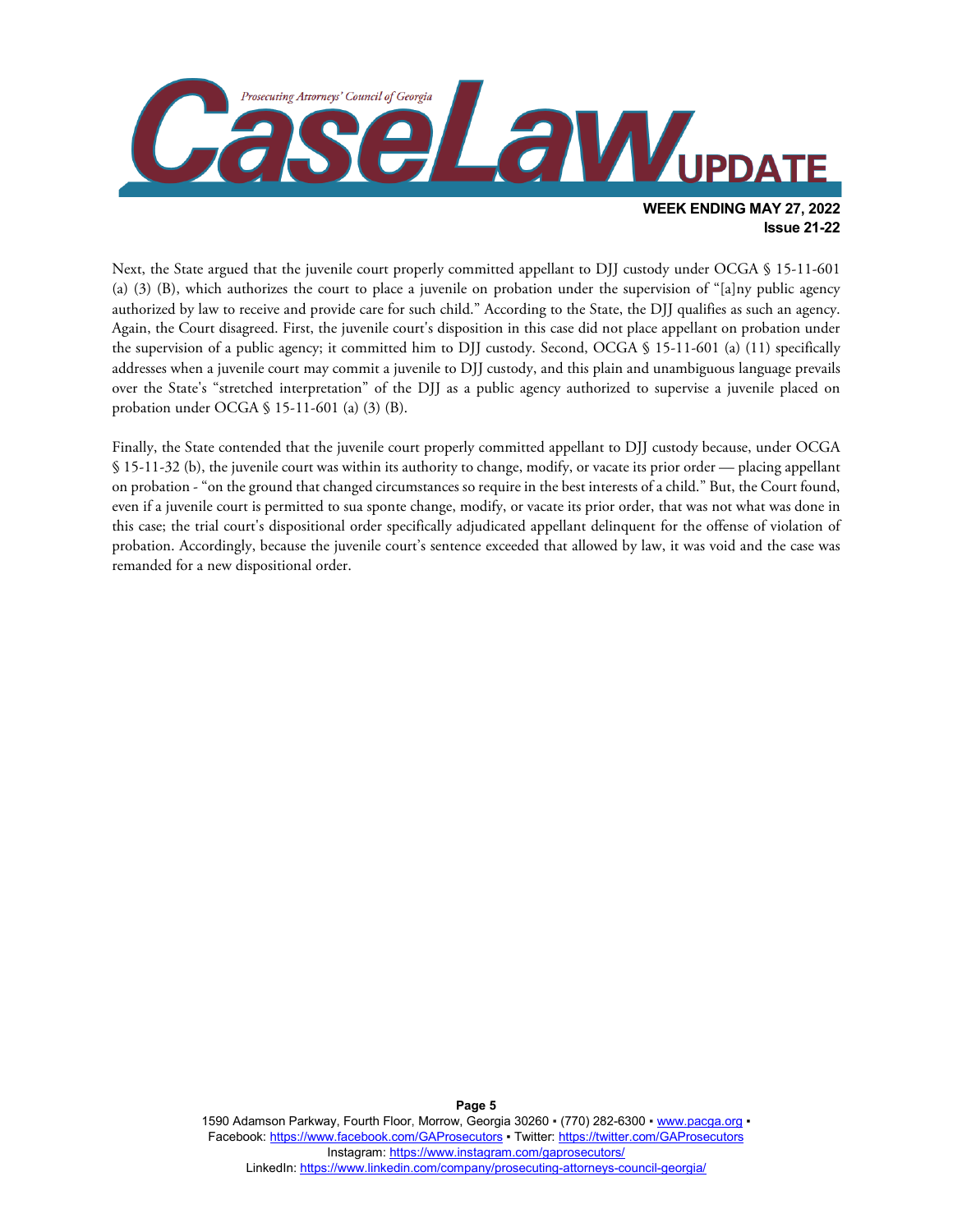Next, the State argued that the juvenile court properly committed appellant to DJJ custody under OCGA § 15-11-601 (a) (3) (B), which authorizes the court to place a juvenile on probation under the supervision of "[a]ny public agency authorized by law to receive and provide care for such child." According to the State, the DJJ qualifies as such an agency. Again, the Court disagreed. First, the juvenile court's disposition in this case did not place appellant on probation under the supervision of a public agency; it committed him to DJJ custody. Second, OCGA § 15-11-601 (a) (11) specifically addresses when a juvenile court may commit a juvenile to DJJ custody, and this plain and unambiguous language prevails over the State's "stretched interpretation" of the DJJ as a public agency authorized to supervise a juvenile placed on probation under OCGA § 15-11-601 (a) (3) (B).

Finally, the State contended that the juvenile court properly committed appellant to DJJ custody because, under OCGA § 15-11-32 (b), the juvenile court was within its authority to change, modify, or vacate its prior order — placing appellant on probation - "on the ground that changed circumstances so require in the best interests of a child." But, the Court found, even if a juvenile court is permitted to sua sponte change, modify, or vacate its prior order, that was not what was done in this case; the trial court's dispositional order specifically adjudicated appellant delinquent for the offense of violation of probation. Accordingly, because the juvenile court's sentence exceeded that allowed by law, it was void and the case was remanded for a new dispositional order.